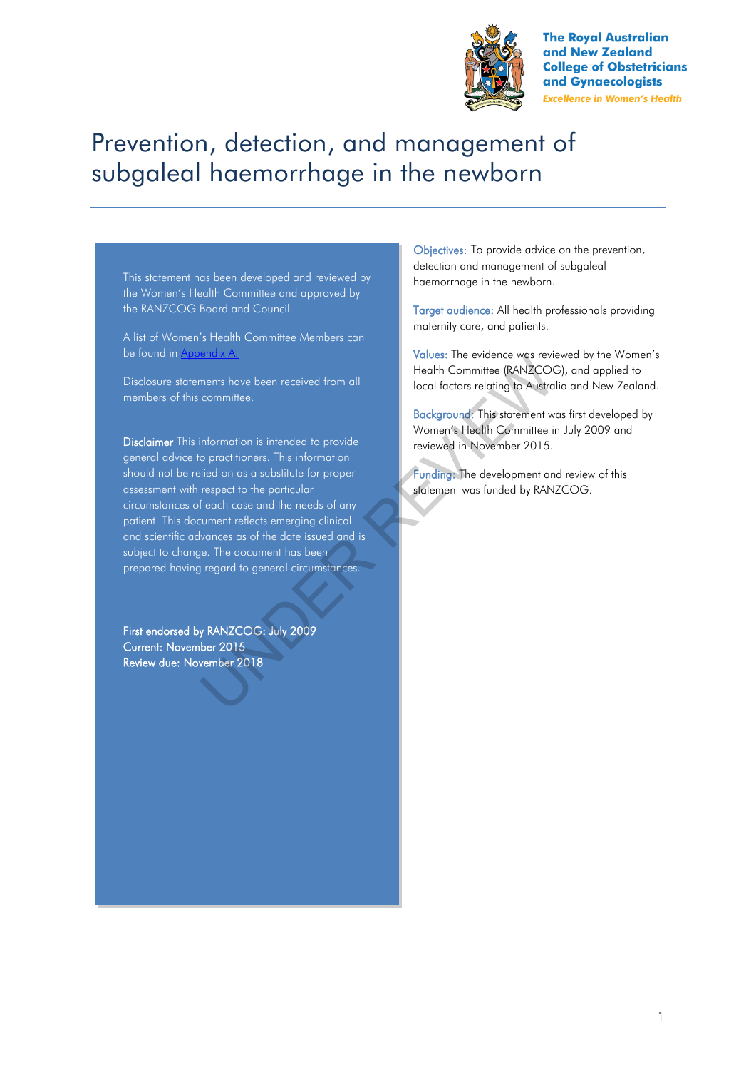The Royal Australian and New Zealand College of Obstetricians and Gynaecologists

*Excellence in Women's Health*

# Prevention, detection, and management of subgaleal haemorrhage in the newborn

This statement has been developed and reviewed by the Women's Health Committee and approved by the RANZCOG Board and Council.

A list of Women's Health Committee Members can be found in [Appendix A.](#)

Disclosure statements have been received from all members of this committee.

**Disclaimer** This information is intended to provide general advice to practitioners. This information should not be relied on as a substitute for proper assessment with respect to the particular circumstances of each case and the needs of any patient. This document reflects emerging clinical and scientific advances as of the date issued and is subject to change. The document has been prepared having regard to general circumstances.

First endorsed by RANZCOG: July 2009
Current: November 2015
Review due: November 2018

Objectives: To provide advice on the prevention, detection and management of subgaleal haemorrhage in the newborn.

Target audience: All health professionals providing maternity care, and patients.

Values: The evidence was reviewed by the Women's Health Committee (RANZCOG), and applied to local factors relating to Australia and New Zealand.

Background: This statement was first developed by Women's Health Committee in July 2009 and reviewed in November 2015.

Funding: The development and review of this statement was funded by RANZCOG.

UNDER REVIEW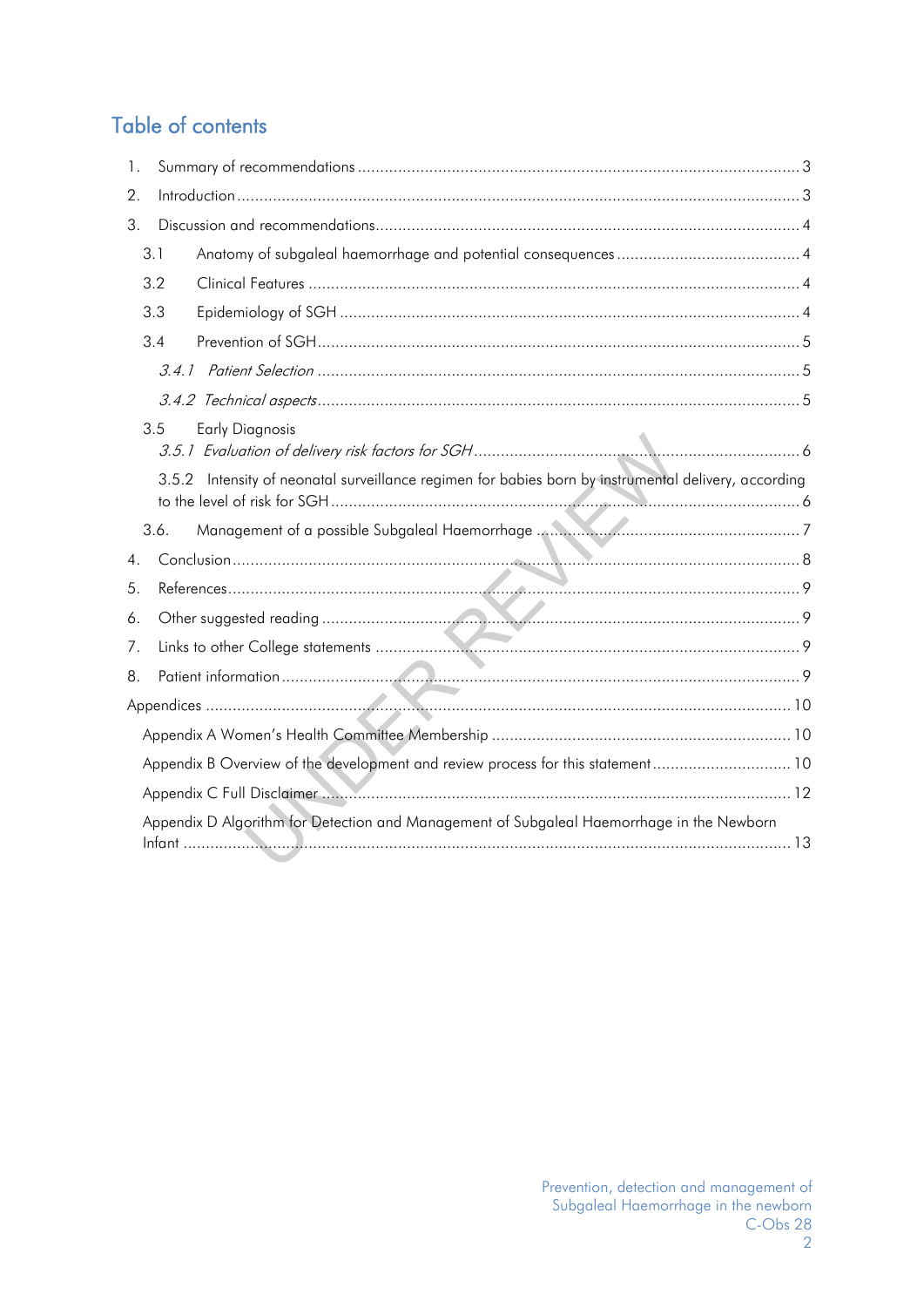## Table of contents

1. Summary of recommendations ........................................................................................ 3
2. Introduction .................................................................................................................. 3
3. Discussion and recommendations .................................................................................. 4
   - 3.1 Anatomy of subgaleal haemorrhage and potential consequences .............................. 4
   - 3.2 Clinical Features .................................................................................................. 4
   - 3.3 Epidemiology of SGH ............................................................................................ 4
   - 3.4 Prevention of SGH ................................................................................................ 5
     - *3.4.1 Patient Selection* ........................................................................................ 5
     - *3.4.2 Technical aspects* ....................................................................................... 5
   - 3.5 Early Diagnosis
     - *3.5.1 Evaluation of delivery risk factors for SGH* .................................................... 6
     - 3.5.2 Intensity of neonatal surveillance regimen for babies born by instrumental delivery, according to the level of risk for SGH ......................................................................................... 6
   - 3.6. Management of a possible Subgaleal Haemorrhage ................................................... 7
4. Conclusion .................................................................................................................... 8
5. References .................................................................................................................... 9
6. Other suggested reading ................................................................................................ 9
7. Links to other College statements .................................................................................. 9
8. Patient information ........................................................................................................ 9

Appendices ....................................................................................................................... 10
- Appendix A Women's Health Committee Membership ...................................................... 10
- Appendix B Overview of the development and review process for this statement ............... 10
- Appendix C Full Disclaimer .......................................................................................... 12
- Appendix D Algorithm for Detection and Management of Subgaleal Haemorrhage in the Newborn Infant ............................................................................................................. 13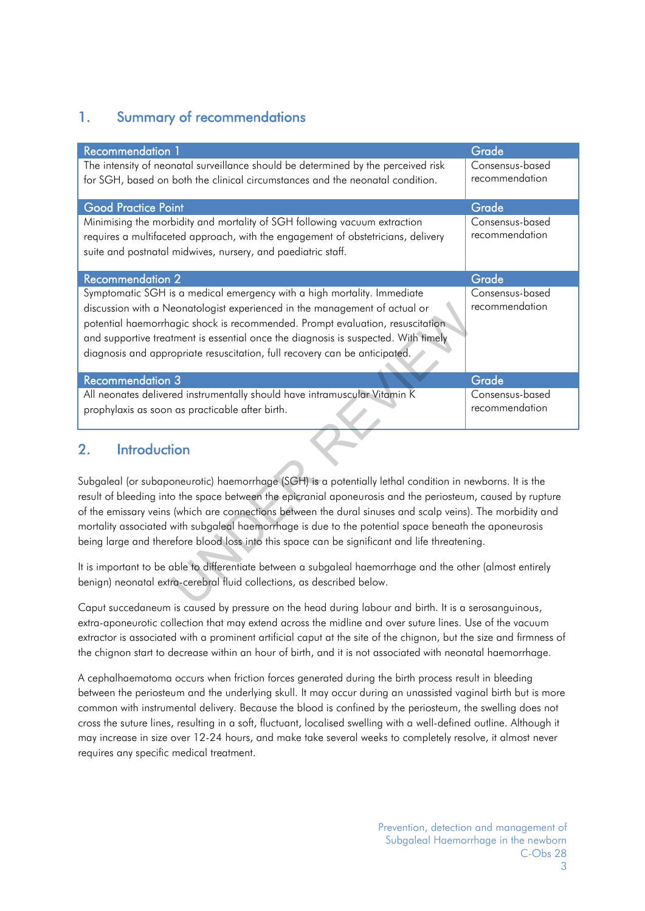## 1. Summary of recommendations

| Recommendation 1 | Grade |
|---|---|
| The intensity of neonatal surveillance should be determined by the perceived risk for SGH, based on both the clinical circumstances and the neonatal condition. | Consensus-based recommendation |

| Good Practice Point | Grade |
|---|---|
| Minimising the morbidity and mortality of SGH following vacuum extraction requires a multifaceted approach, with the engagement of obstetricians, delivery suite and postnatal midwives, nursery, and paediatric staff. | Consensus-based recommendation |

| Recommendation 2 | Grade |
|---|---|
| Symptomatic SGH is a medical emergency with a high mortality. Immediate discussion with a Neonatologist experienced in the management of actual or potential haemorrhagic shock is recommended. Prompt evaluation, resuscitation and supportive treatment is essential once the diagnosis is suspected. With timely diagnosis and appropriate resuscitation, full recovery can be anticipated. | Consensus-based recommendation |

| Recommendation 3 | Grade |
|---|---|
| All neonates delivered instrumentally should have intramuscular Vitamin K prophylaxis as soon as practicable after birth. | Consensus-based recommendation |

## 2. Introduction

Subgaleal (or subaponeurotic) haemorrhage (SGH) is a potentially lethal condition in newborns. It is the result of bleeding into the space between the epicranial aponeurosis and the periosteum, caused by rupture of the emissary veins (which are connections between the dural sinuses and scalp veins). The morbidity and mortality associated with subgaleal haemorrhage is due to the potential space beneath the aponeurosis being large and therefore blood loss into this space can be significant and life threatening.

It is important to be able to differentiate between a subgaleal haemorrhage and the other (almost entirely benign) neonatal extra-cerebral fluid collections, as described below.

Caput succedaneum is caused by pressure on the head during labour and birth. It is a serosanguinous, extra-aponeurotic collection that may extend across the midline and over suture lines. Use of the vacuum extractor is associated with a prominent artificial caput at the site of the chignon, but the size and firmness of the chignon start to decrease within an hour of birth, and it is not associated with neonatal haemorrhage.

A cephalhaematoma occurs when friction forces generated during the birth process result in bleeding between the periosteum and the underlying skull. It may occur during an unassisted vaginal birth but is more common with instrumental delivery. Because the blood is confined by the periosteum, the swelling does not cross the suture lines, resulting in a soft, fluctuant, localised swelling with a well-defined outline. Although it may increase in size over 12-24 hours, and make take several weeks to completely resolve, it almost never requires any specific medical treatment.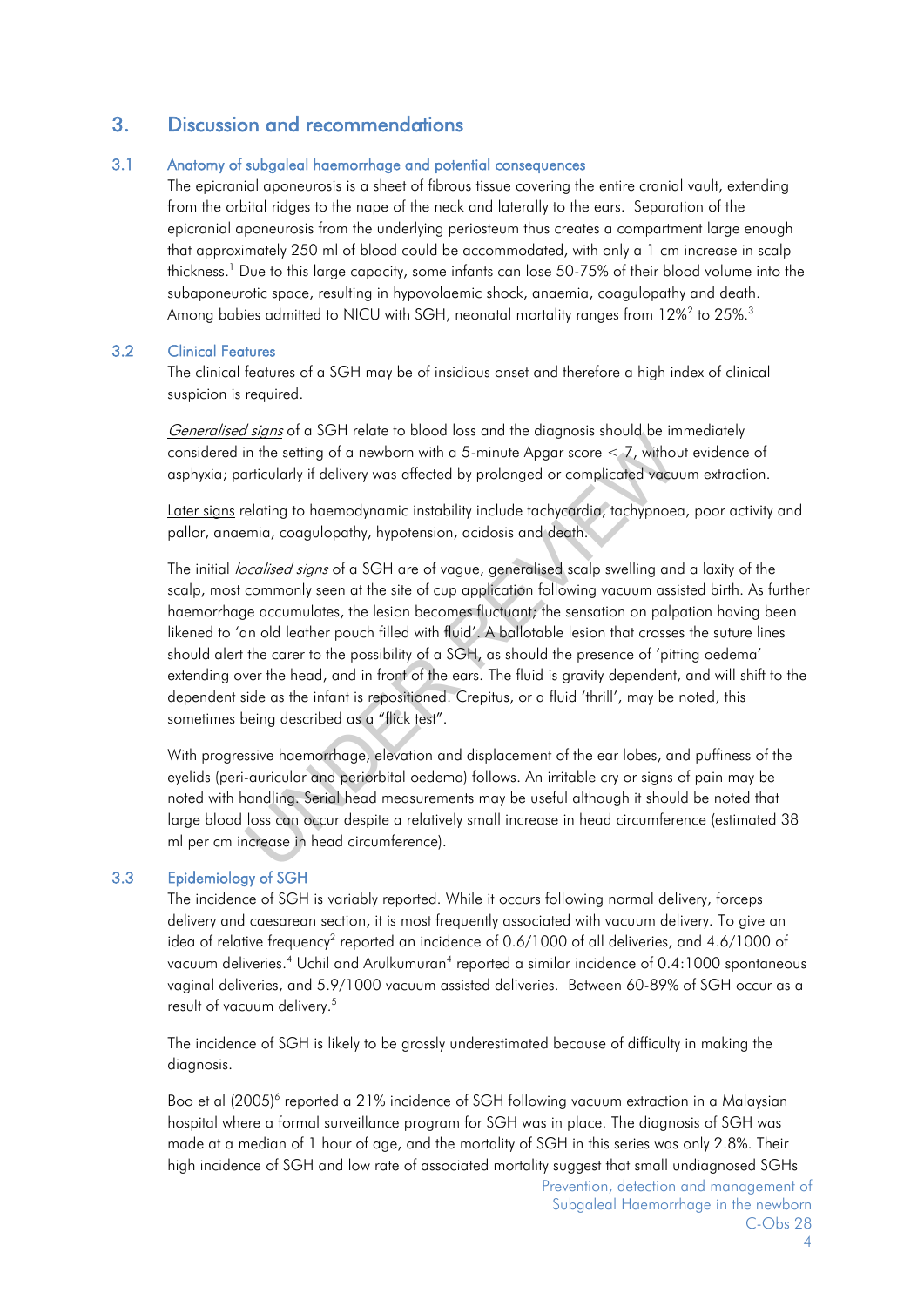# 3. Discussion and recommendations

## 3.1 Anatomy of subgaleal haemorrhage and potential consequences

The epicranial aponeurosis is a sheet of fibrous tissue covering the entire cranial vault, extending from the orbital ridges to the nape of the neck and laterally to the ears. Separation of the epicranial aponeurosis from the underlying periosteum thus creates a compartment large enough that approximately 250 ml of blood could be accommodated, with only a 1 cm increase in scalp thickness.[1] Due to this large capacity, some infants can lose 50-75% of their blood volume into the subaponeurotic space, resulting in hypovolaemic shock, anaemia, coagulopathy and death. Among babies admitted to NICU with SGH, neonatal mortality ranges from 12%[2] to 25%.[3]

## 3.2 Clinical Features

The clinical features of a SGH may be of insidious onset and therefore a high index of clinical suspicion is required.

*Generalised signs* of a SGH relate to blood loss and the diagnosis should be immediately considered in the setting of a newborn with a 5-minute Apgar score < 7, without evidence of asphyxia; particularly if delivery was affected by prolonged or complicated vacuum extraction.

Later signs relating to haemodynamic instability include tachycardia, tachypnoea, poor activity and pallor, anaemia, coagulopathy, hypotension, acidosis and death.

The initial *localised signs* of a SGH are of vague, generalised scalp swelling and a laxity of the scalp, most commonly seen at the site of cup application following vacuum assisted birth. As further haemorrhage accumulates, the lesion becomes fluctuant; the sensation on palpation having been likened to 'an old leather pouch filled with fluid'. A ballotable lesion that crosses the suture lines should alert the carer to the possibility of a SGH, as should the presence of 'pitting oedema' extending over the head, and in front of the ears. The fluid is gravity dependent, and will shift to the dependent side as the infant is repositioned. Crepitus, or a fluid 'thrill', may be noted, this sometimes being described as a "flick test".

With progressive haemorrhage, elevation and displacement of the ear lobes, and puffiness of the eyelids (peri-auricular and periorbital oedema) follows. An irritable cry or signs of pain may be noted with handling. Serial head measurements may be useful although it should be noted that large blood loss can occur despite a relatively small increase in head circumference (estimated 38 ml per cm increase in head circumference).

## 3.3 Epidemiology of SGH

The incidence of SGH is variably reported. While it occurs following normal delivery, forceps delivery and caesarean section, it is most frequently associated with vacuum delivery. To give an idea of relative frequency[2] reported an incidence of 0.6/1000 of all deliveries, and 4.6/1000 of vacuum deliveries.[4] Uchil and Arulkumuran[4] reported a similar incidence of 0.4:1000 spontaneous vaginal deliveries, and 5.9/1000 vacuum assisted deliveries. Between 60-89% of SGH occur as a result of vacuum delivery.[5]

The incidence of SGH is likely to be grossly underestimated because of difficulty in making the diagnosis.

Boo et al (2005)[6] reported a 21% incidence of SGH following vacuum extraction in a Malaysian hospital where a formal surveillance program for SGH was in place. The diagnosis of SGH was made at a median of 1 hour of age, and the mortality of SGH in this series was only 2.8%. Their high incidence of SGH and low rate of associated mortality suggest that small undiagnosed SGHs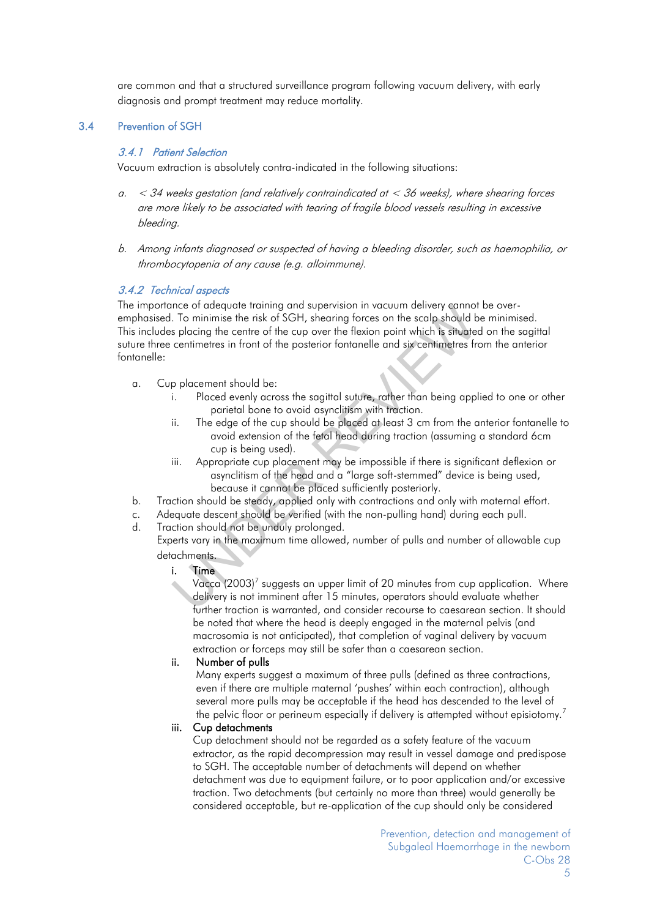are common and that a structured surveillance program following vacuum delivery, with early diagnosis and prompt treatment may reduce mortality.

## 3.4 Prevention of SGH

### *3.4.1 Patient Selection*

Vacuum extraction is absolutely contra-indicated in the following situations:

*a. < 34 weeks gestation (and relatively contraindicated at < 36 weeks), where shearing forces are more likely to be associated with tearing of fragile blood vessels resulting in excessive bleeding.*

*b. Among infants diagnosed or suspected of having a bleeding disorder, such as haemophilia, or thrombocytopenia of any cause (e.g. alloimmune).*

### *3.4.2 Technical aspects*

The importance of adequate training and supervision in vacuum delivery cannot be over-emphasised. To minimise the risk of SGH, shearing forces on the scalp should be minimised. This includes placing the centre of the cup over the flexion point which is situated on the sagittal suture three centimetres in front of the posterior fontanelle and six centimetres from the anterior fontanelle:

a. Cup placement should be:
   i. Placed evenly across the sagittal suture, rather than being applied to one or other parietal bone to avoid asynclitism with traction.
   ii. The edge of the cup should be placed at least 3 cm from the anterior fontanelle to avoid extension of the fetal head during traction (assuming a standard 6cm cup is being used).
   iii. Appropriate cup placement may be impossible if there is significant deflexion or asynclitism of the head and a "large soft-stemmed" device is being used, because it cannot be placed sufficiently posteriorly.

b. Traction should be steady, applied only with contractions and only with maternal effort.

c. Adequate descent should be verified (with the non-pulling hand) during each pull.

d. Traction should not be unduly prolonged.
   Experts vary in the maximum time allowed, number of pulls and number of allowable cup detachments.

   i. **Time**
   Vacca (2003)[7] suggests an upper limit of 20 minutes from cup application. Where delivery is not imminent after 15 minutes, operators should evaluate whether further traction is warranted, and consider recourse to caesarean section. It should be noted that where the head is deeply engaged in the maternal pelvis (and macrosomia is not anticipated), that completion of vaginal delivery by vacuum extraction or forceps may still be safer than a caesarean section.

   ii. **Number of pulls**
   Many experts suggest a maximum of three pulls (defined as three contractions, even if there are multiple maternal 'pushes' within each contraction), although several more pulls may be acceptable if the head has descended to the level of the pelvic floor or perineum especially if delivery is attempted without episiotomy.[7]

   iii. **Cup detachments**
   Cup detachment should not be regarded as a safety feature of the vacuum extractor, as the rapid decompression may result in vessel damage and predispose to SGH. The acceptable number of detachments will depend on whether detachment was due to equipment failure, or to poor application and/or excessive traction. Two detachments (but certainly no more than three) would generally be considered acceptable, but re-application of the cup should only be considered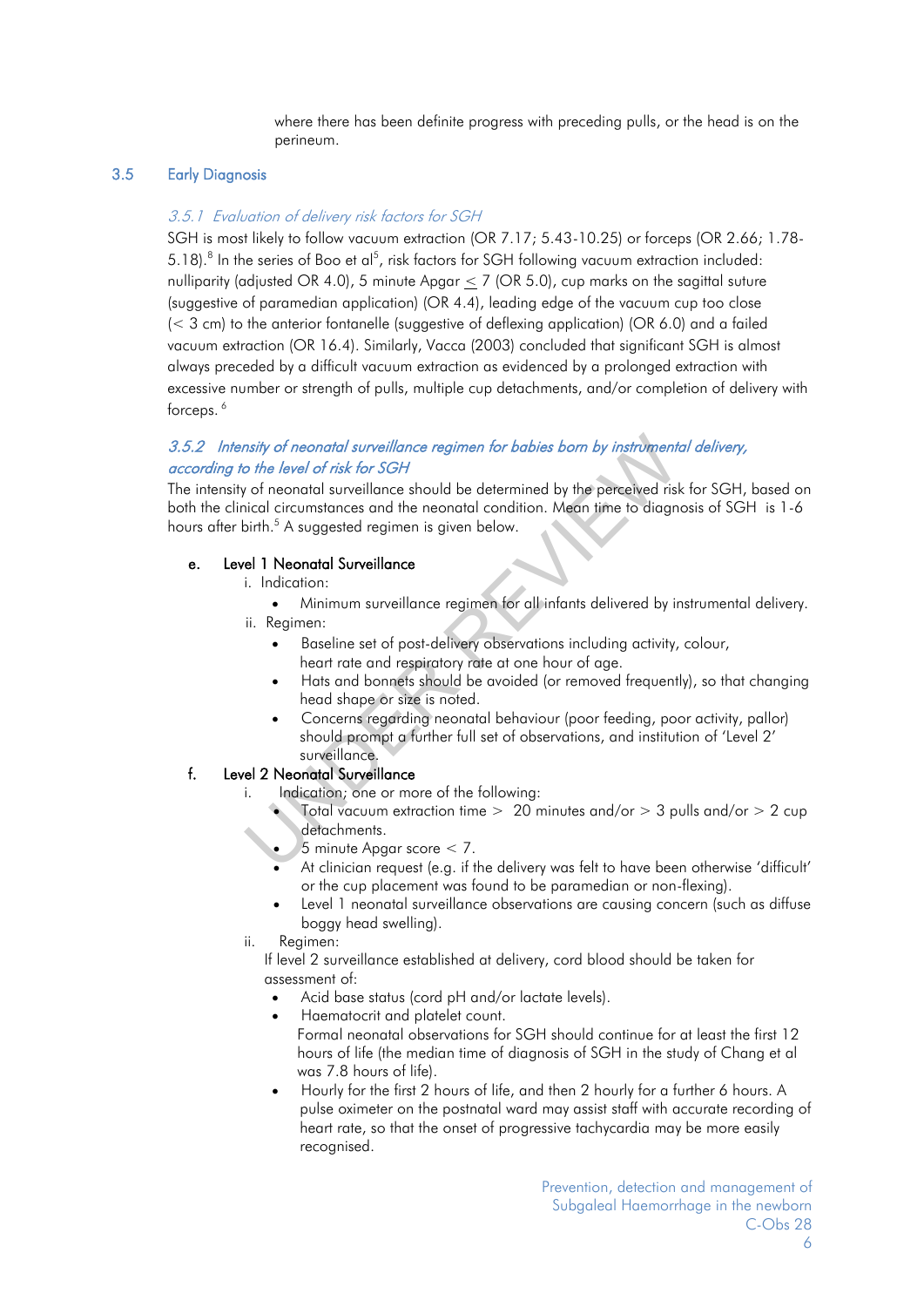where there has been definite progress with preceding pulls, or the head is on the perineum.

## 3.5 Early Diagnosis

### *3.5.1 Evaluation of delivery risk factors for SGH*

SGH is most likely to follow vacuum extraction (OR 7.17; 5.43-10.25) or forceps (OR 2.66; 1.78-5.18).[8] In the series of Boo et al[5], risk factors for SGH following vacuum extraction included: nulliparity (adjusted OR 4.0), 5 minute Apgar $\leq$ 7 (OR 5.0), cup marks on the sagittal suture (suggestive of paramedian application) (OR 4.4), leading edge of the vacuum cup too close (< 3 cm) to the anterior fontanelle (suggestive of deflexing application) (OR 6.0) and a failed vacuum extraction (OR 16.4). Similarly, Vacca (2003) concluded that significant SGH is almost always preceded by a difficult vacuum extraction as evidenced by a prolonged extraction with excessive number or strength of pulls, multiple cup detachments, and/or completion of delivery with forceps. [6]

### *3.5.2 Intensity of neonatal surveillance regimen for babies born by instrumental delivery, according to the level of risk for SGH*

The intensity of neonatal surveillance should be determined by the perceived risk for SGH, based on both the clinical circumstances and the neonatal condition. Mean time to diagnosis of SGH is 1-6 hours after birth.[5] A suggested regimen is given below.

e. **Level 1 Neonatal Surveillance**
   i. Indication:
      - Minimum surveillance regimen for all infants delivered by instrumental delivery.
   ii. Regimen:
      - Baseline set of post-delivery observations including activity, colour, heart rate and respiratory rate at one hour of age.
      - Hats and bonnets should be avoided (or removed frequently), so that changing head shape or size is noted.
      - Concerns regarding neonatal behaviour (poor feeding, poor activity, pallor) should prompt a further full set of observations, and institution of 'Level 2' surveillance.

f. **Level 2 Neonatal Surveillance**
   i. Indication; one or more of the following:
      - Total vacuum extraction time > 20 minutes and/or > 3 pulls and/or > 2 cup detachments.
      - 5 minute Apgar score < 7.
      - At clinician request (e.g. if the delivery was felt to have been otherwise 'difficult' or the cup placement was found to be paramedian or non-flexing).
      - Level 1 neonatal surveillance observations are causing concern (such as diffuse boggy head swelling).
   ii. Regimen:
      If level 2 surveillance established at delivery, cord blood should be taken for assessment of:
      - Acid base status (cord pH and/or lactate levels).
      - Haematocrit and platelet count.
        Formal neonatal observations for SGH should continue for at least the first 12 hours of life (the median time of diagnosis of SGH in the study of Chang et al was 7.8 hours of life).
      - Hourly for the first 2 hours of life, and then 2 hourly for a further 6 hours. A pulse oximeter on the postnatal ward may assist staff with accurate recording of heart rate, so that the onset of progressive tachycardia may be more easily recognised.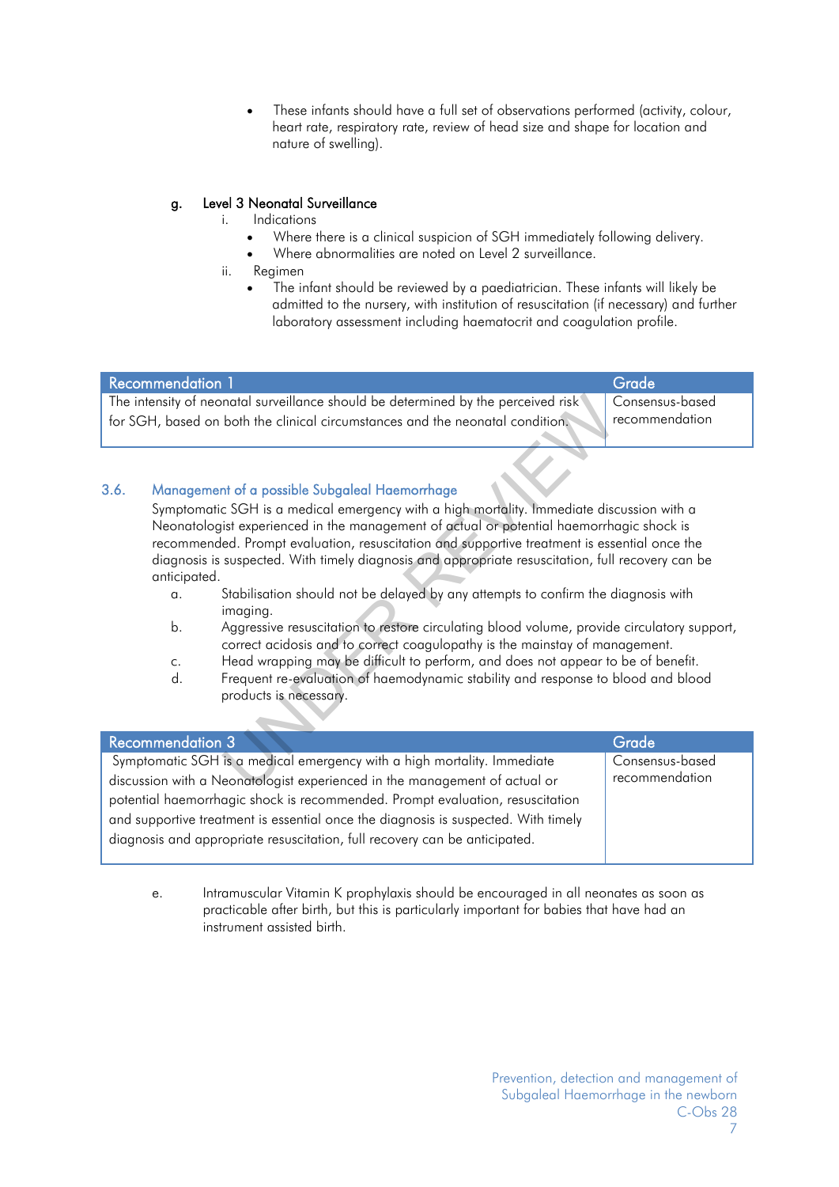- These infants should have a full set of observations performed (activity, colour, heart rate, respiratory rate, review of head size and shape for location and nature of swelling).

**g. Level 3 Neonatal Surveillance**

i. Indications

- Where there is a clinical suspicion of SGH immediately following delivery.
- Where abnormalities are noted on Level 2 surveillance.

ii. Regimen

- The infant should be reviewed by a paediatrician. These infants will likely be admitted to the nursery, with institution of resuscitation (if necessary) and further laboratory assessment including haematocrit and coagulation profile.

| Recommendation 1 | Grade |
| --- | --- |
| The intensity of neonatal surveillance should be determined by the perceived risk for SGH, based on both the clinical circumstances and the neonatal condition. | Consensus-based recommendation |

## 3.6. Management of a possible Subgaleal Haemorrhage

Symptomatic SGH is a medical emergency with a high mortality. Immediate discussion with a Neonatologist experienced in the management of actual or potential haemorrhagic shock is recommended. Prompt evaluation, resuscitation and supportive treatment is essential once the diagnosis is suspected. With timely diagnosis and appropriate resuscitation, full recovery can be anticipated.

a. Stabilisation should not be delayed by any attempts to confirm the diagnosis with imaging.

b. Aggressive resuscitation to restore circulating blood volume, provide circulatory support, correct acidosis and to correct coagulopathy is the mainstay of management.

c. Head wrapping may be difficult to perform, and does not appear to be of benefit.

d. Frequent re-evaluation of haemodynamic stability and response to blood and blood products is necessary.

| Recommendation 3 | Grade |
| --- | --- |
| Symptomatic SGH is a medical emergency with a high mortality. Immediate discussion with a Neonatologist experienced in the management of actual or potential haemorrhagic shock is recommended. Prompt evaluation, resuscitation and supportive treatment is essential once the diagnosis is suspected. With timely diagnosis and appropriate resuscitation, full recovery can be anticipated. | Consensus-based recommendation |

e. Intramuscular Vitamin K prophylaxis should be encouraged in all neonates as soon as practicable after birth, but this is particularly important for babies that have had an instrument assisted birth.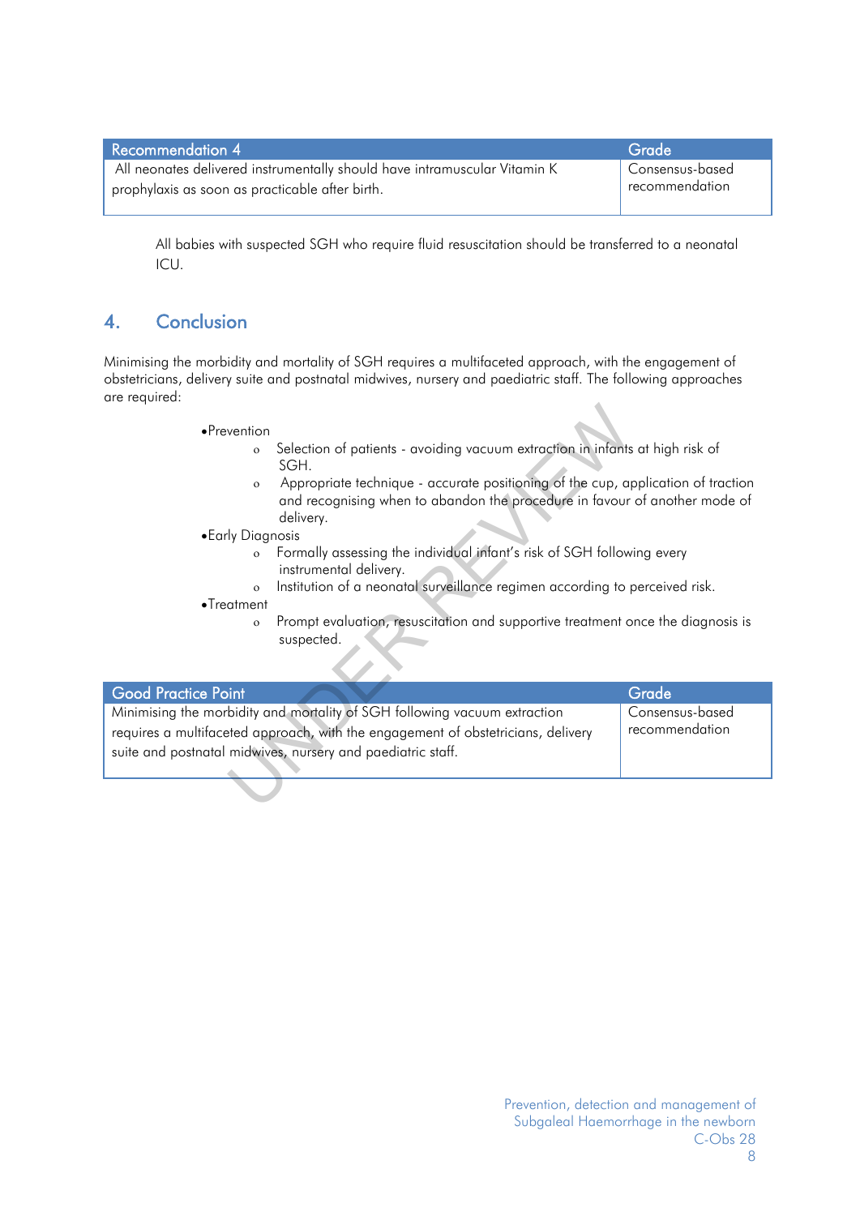| Recommendation 4 | Grade |
| --- | --- |
| All neonates delivered instrumentally should have intramuscular Vitamin K prophylaxis as soon as practicable after birth. | Consensus-based recommendation |

All babies with suspected SGH who require fluid resuscitation should be transferred to a neonatal ICU.

## 4. Conclusion

Minimising the morbidity and mortality of SGH requires a multifaceted approach, with the engagement of obstetricians, delivery suite and postnatal midwives, nursery and paediatric staff. The following approaches are required:

- Prevention
  - Selection of patients - avoiding vacuum extraction in infants at high risk of SGH.
  - Appropriate technique - accurate positioning of the cup, application of traction and recognising when to abandon the procedure in favour of another mode of delivery.
- Early Diagnosis
  - Formally assessing the individual infant's risk of SGH following every instrumental delivery.
  - Institution of a neonatal surveillance regimen according to perceived risk.
- Treatment
  - Prompt evaluation, resuscitation and supportive treatment once the diagnosis is suspected.

| Good Practice Point | Grade |
| --- | --- |
| Minimising the morbidity and mortality of SGH following vacuum extraction requires a multifaceted approach, with the engagement of obstetricians, delivery suite and postnatal midwives, nursery and paediatric staff. | Consensus-based recommendation |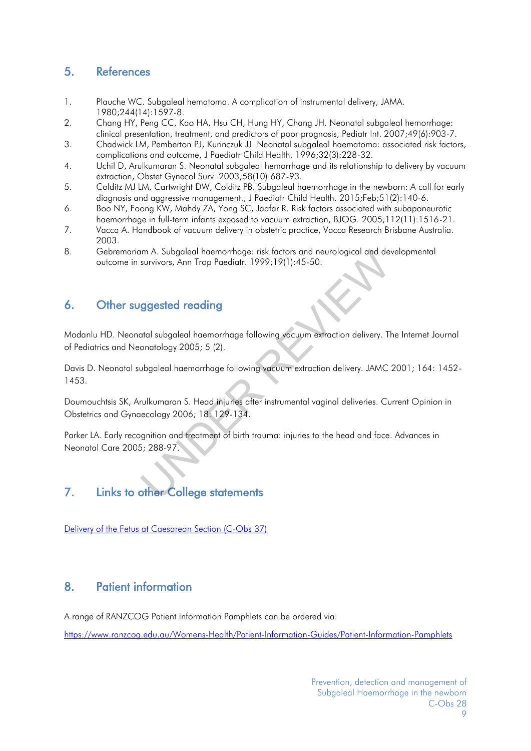## 5. References

1. Plauche WC. Subgaleal hematoma. A complication of instrumental delivery, JAMA. 1980;244(14):1597-8.
2. Chang HY, Peng CC, Kao HA, Hsu CH, Hung HY, Chang JH. Neonatal subgaleal hemorrhage: clinical presentation, treatment, and predictors of poor prognosis, Pediatr Int. 2007;49(6):903-7.
3. Chadwick LM, Pemberton PJ, Kurinczuk JJ. Neonatal subgaleal haematoma: associated risk factors, complications and outcome, J Paediatr Child Health. 1996;32(3):228-32.
4. Uchil D, Arulkumaran S. Neonatal subgaleal hemorrhage and its relationship to delivery by vacuum extraction, Obstet Gynecol Surv. 2003;58(10):687-93.
5. Colditz MJ LM, Cartwright DW, Colditz PB. Subgaleal haemorrhage in the newborn: A call for early diagnosis and aggressive management., J Paediatr Child Health. 2015;Feb;51(2):140-6.
6. Boo NY, Foong KW, Mahdy ZA, Yong SC, Jaafar R. Risk factors associated with subaponeurotic haemorrhage in full-term infants exposed to vacuum extraction, BJOG. 2005;112(11):1516-21.
7. Vacca A. Handbook of vacuum delivery in obstetric practice, Vacca Research Brisbane Australia. 2003.
8. Gebremariam A. Subgaleal haemorrhage: risk factors and neurological and developmental outcome in survivors, Ann Trop Paediatr. 1999;19(1):45-50.

## 6. Other suggested reading

Modanlu HD. Neonatal subgaleal haemorrhage following vacuum extraction delivery. The Internet Journal of Pediatrics and Neonatology 2005; 5 (2).

Davis D. Neonatal subgaleal haemorrhage following vacuum extraction delivery. JAMC 2001; 164: 1452-1453.

Doumouchtsis SK, Arulkumaran S. Head injuries after instrumental vaginal deliveries. Current Opinion in Obstetrics and Gynaecology 2006; 18: 129-134.

Parker LA. Early recognition and treatment of birth trauma: injuries to the head and face. Advances in Neonatal Care 2005; 288-97.

## 7. Links to other College statements

[Delivery of the Fetus at Caesarean Section (C-Obs 37)]

## 8. Patient information

A range of RANZCOG Patient Information Pamphlets can be ordered via:

https://www.ranzcog.edu.au/Womens-Health/Patient-Information-Guides/Patient-Information-Pamphlets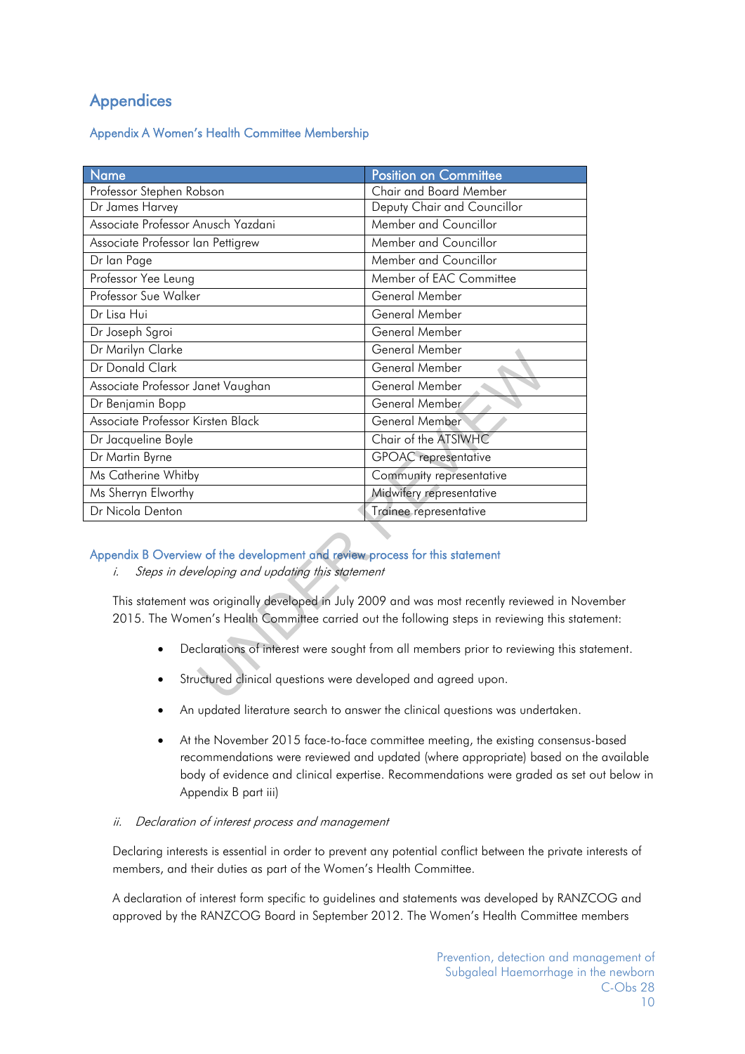# Appendices

## Appendix A Women's Health Committee Membership

| Name | Position on Committee |
|---|---|
| Professor Stephen Robson | Chair and Board Member |
| Dr James Harvey | Deputy Chair and Councillor |
| Associate Professor Anusch Yazdani | Member and Councillor |
| Associate Professor Ian Pettigrew | Member and Councillor |
| Dr Ian Page | Member and Councillor |
| Professor Yee Leung | Member of EAC Committee |
| Professor Sue Walker | General Member |
| Dr Lisa Hui | General Member |
| Dr Joseph Sgroi | General Member |
| Dr Marilyn Clarke | General Member |
| Dr Donald Clark | General Member |
| Associate Professor Janet Vaughan | General Member |
| Dr Benjamin Bopp | General Member |
| Associate Professor Kirsten Black | General Member |
| Dr Jacqueline Boyle | Chair of the ATSIWHC |
| Dr Martin Byrne | GPOAC representative |
| Ms Catherine Whitby | Community representative |
| Ms Sherryn Elworthy | Midwifery representative |
| Dr Nicola Denton | Trainee representative |

## Appendix B Overview of the development and review process for this statement

i. *Steps in developing and updating this statement*

This statement was originally developed in July 2009 and was most recently reviewed in November 2015. The Women's Health Committee carried out the following steps in reviewing this statement:

- Declarations of interest were sought from all members prior to reviewing this statement.
- Structured clinical questions were developed and agreed upon.
- An updated literature search to answer the clinical questions was undertaken.
- At the November 2015 face-to-face committee meeting, the existing consensus-based recommendations were reviewed and updated (where appropriate) based on the available body of evidence and clinical expertise. Recommendations were graded as set out below in Appendix B part iii)

ii. *Declaration of interest process and management*

Declaring interests is essential in order to prevent any potential conflict between the private interests of members, and their duties as part of the Women's Health Committee.

A declaration of interest form specific to guidelines and statements was developed by RANZCOG and approved by the RANZCOG Board in September 2012. The Women's Health Committee members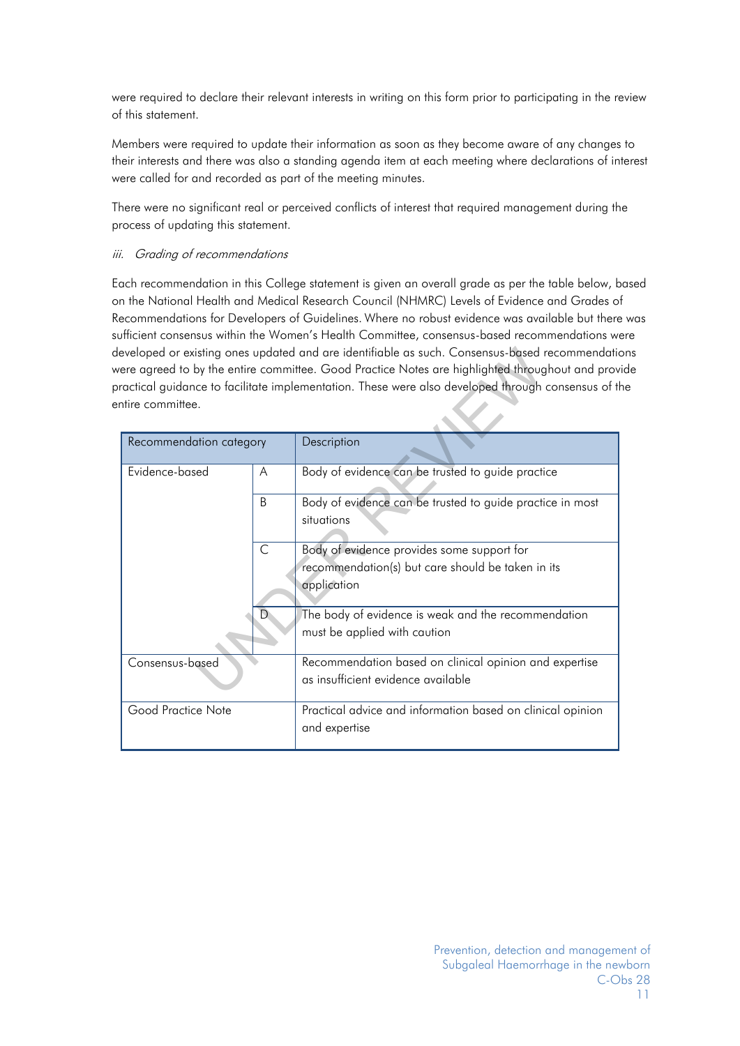were required to declare their relevant interests in writing on this form prior to participating in the review of this statement.

Members were required to update their information as soon as they become aware of any changes to their interests and there was also a standing agenda item at each meeting where declarations of interest were called for and recorded as part of the meeting minutes.

There were no significant real or perceived conflicts of interest that required management during the process of updating this statement.

*iii. Grading of recommendations*

Each recommendation in this College statement is given an overall grade as per the table below, based on the National Health and Medical Research Council (NHMRC) Levels of Evidence and Grades of Recommendations for Developers of Guidelines. Where no robust evidence was available but there was sufficient consensus within the Women's Health Committee, consensus-based recommendations were developed or existing ones updated and are identifiable as such. Consensus-based recommendations were agreed to by the entire committee. Good Practice Notes are highlighted throughout and provide practical guidance to facilitate implementation. These were also developed through consensus of the entire committee.

| Recommendation category | | Description |
|---|---|---|
| Evidence-based | A | Body of evidence can be trusted to guide practice |
| | B | Body of evidence can be trusted to guide practice in most situations |
| | C | Body of evidence provides some support for recommendation(s) but care should be taken in its application |
| | D | The body of evidence is weak and the recommendation must be applied with caution |
| Consensus-based | | Recommendation based on clinical opinion and expertise as insufficient evidence available |
| Good Practice Note | | Practical advice and information based on clinical opinion and expertise |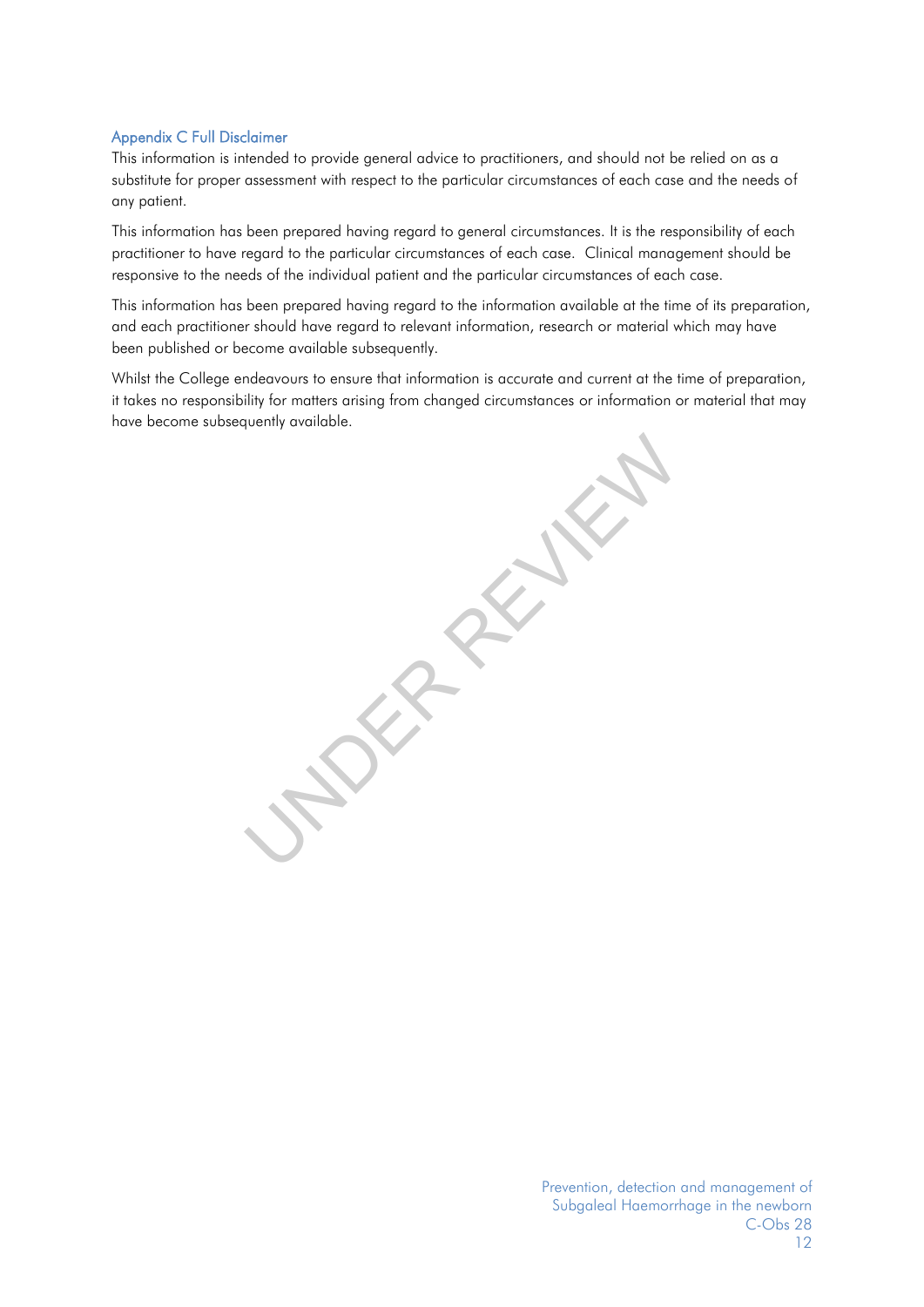## Appendix C Full Disclaimer

This information is intended to provide general advice to practitioners, and should not be relied on as a substitute for proper assessment with respect to the particular circumstances of each case and the needs of any patient.

This information has been prepared having regard to general circumstances. It is the responsibility of each practitioner to have regard to the particular circumstances of each case. Clinical management should be responsive to the needs of the individual patient and the particular circumstances of each case.

This information has been prepared having regard to the information available at the time of its preparation, and each practitioner should have regard to relevant information, research or material which may have been published or become available subsequently.

Whilst the College endeavours to ensure that information is accurate and current at the time of preparation, it takes no responsibility for matters arising from changed circumstances or information or material that may have become subsequently available.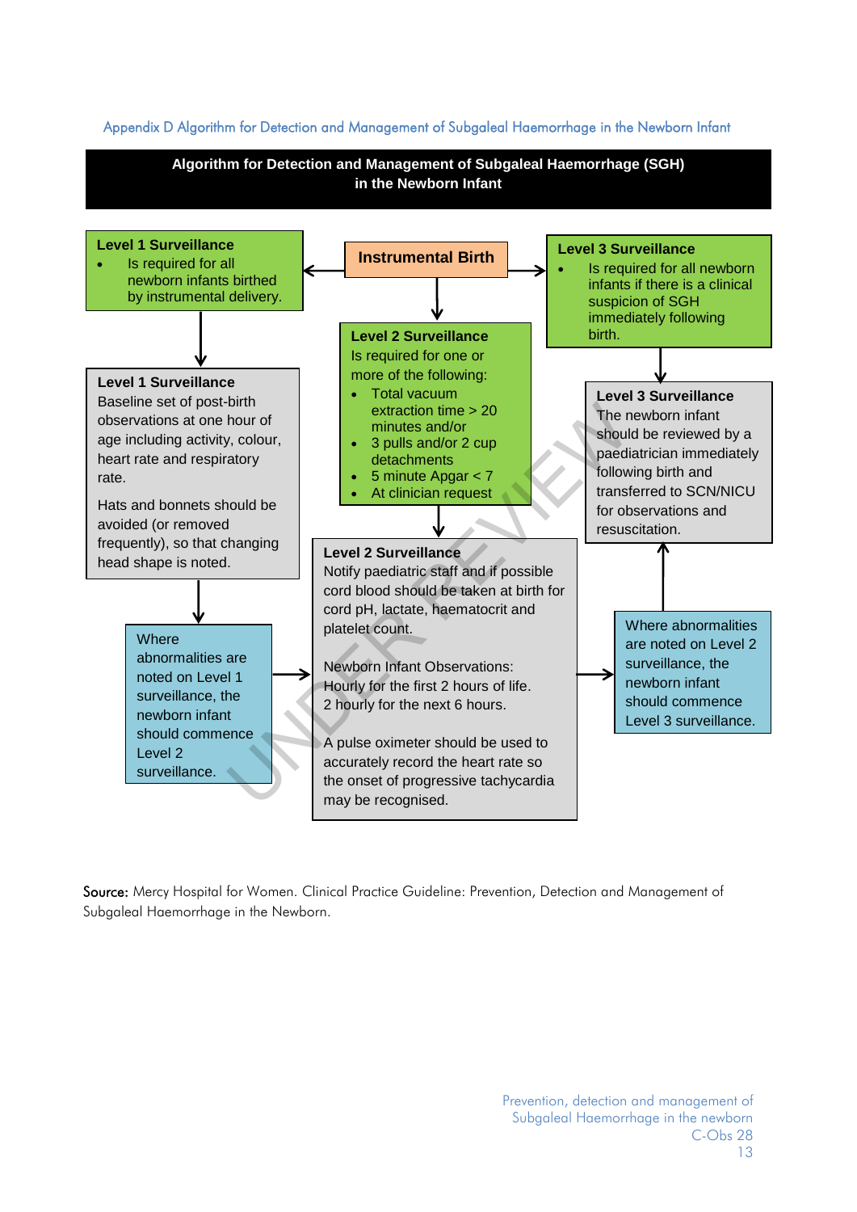Appendix D Algorithm for Detection and Management of Subgaleal Haemorrhage in the Newborn Infant

## Algorithm for Detection and Management of Subgaleal Haemorrhage (SGH) in the Newborn Infant

**Instrumental Birth**

**Level 1 Surveillance**

- Is required for all newborn infants birthed by instrumental delivery.

**Level 1 Surveillance**

Baseline set of post-birth observations at one hour of age including activity, colour, heart rate and respiratory rate.

Hats and bonnets should be avoided (or removed frequently), so that changing head shape is noted.

Where abnormalities are noted on Level 1 surveillance, the newborn infant should commence Level 2 surveillance.

**Level 2 Surveillance**

Is required for one or more of the following:

- Total vacuum extraction time > 20 minutes and/or
- 3 pulls and/or 2 cup detachments
- 5 minute Apgar < 7
- At clinician request

**Level 2 Surveillance**

Notify paediatric staff and if possible cord blood should be taken at birth for cord pH, lactate, haematocrit and platelet count.

Newborn Infant Observations:
Hourly for the first 2 hours of life.
2 hourly for the next 6 hours.

A pulse oximeter should be used to accurately record the heart rate so the onset of progressive tachycardia may be recognised.

**Level 3 Surveillance**

- Is required for all newborn infants if there is a clinical suspicion of SGH immediately following birth.

**Level 3 Surveillance**

The newborn infant should be reviewed by a paediatrician immediately following birth and transferred to SCN/NICU for observations and resuscitation.

Where abnormalities are noted on Level 2 surveillance, the newborn infant should commence Level 3 surveillance.

UNDER REVIEW

**Source:** Mercy Hospital for Women. Clinical Practice Guideline: Prevention, Detection and Management of Subgaleal Haemorrhage in the Newborn.